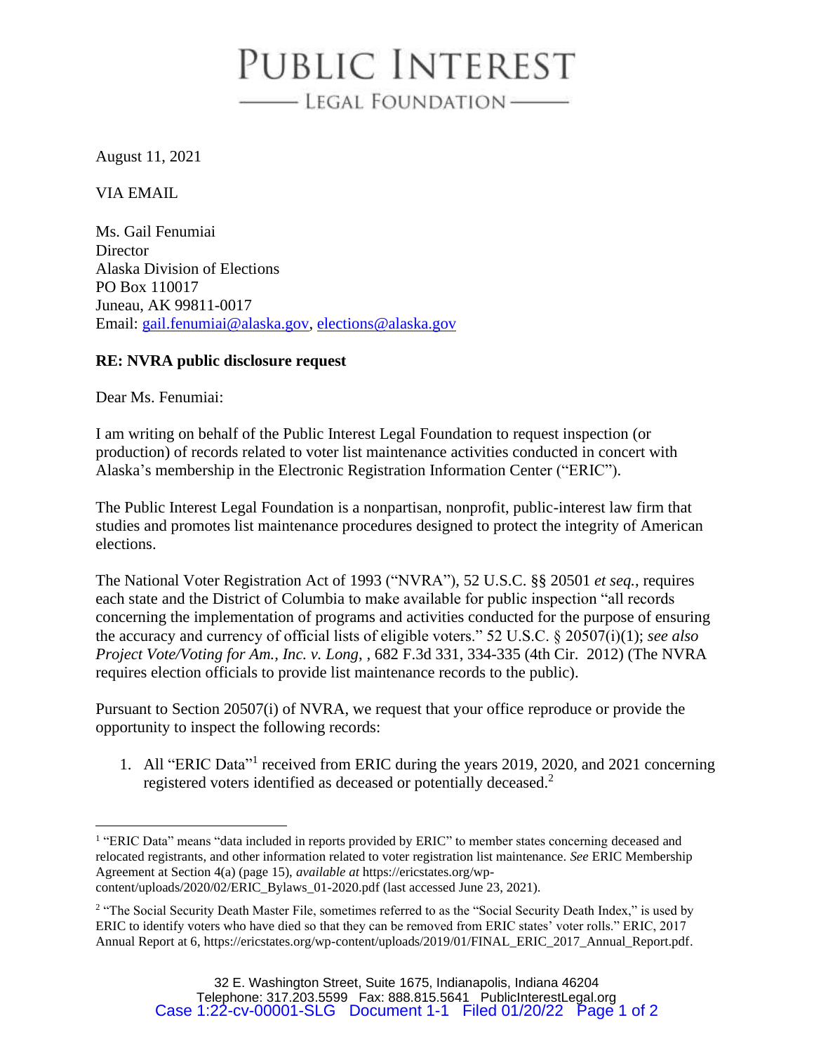# PUBLIC INTEREST

## LEGAL FOUNDATION

August 11, 2021

VIA EMAIL

Ms. Gail Fenumiai
Director
Alaska Division of Elections
PO Box 110017
Juneau, AK 99811-0017
Email: gail.fenumiai@alaska.gov, elections@alaska.gov

**RE: NVRA public disclosure request**

Dear Ms. Fenumiai:

I am writing on behalf of the Public Interest Legal Foundation to request inspection (or production) of records related to voter list maintenance activities conducted in concert with Alaska's membership in the Electronic Registration Information Center ("ERIC").

The Public Interest Legal Foundation is a nonpartisan, nonprofit, public-interest law firm that studies and promotes list maintenance procedures designed to protect the integrity of American elections.

The National Voter Registration Act of 1993 ("NVRA"), 52 U.S.C. §§ 20501 *et seq.*, requires each state and the District of Columbia to make available for public inspection "all records concerning the implementation of programs and activities conducted for the purpose of ensuring the accuracy and currency of official lists of eligible voters." 52 U.S.C. § 20507(i)(1); *see also Project Vote/Voting for Am., Inc. v. Long*, , 682 F.3d 331, 334-335 (4th Cir. 2012) (The NVRA requires election officials to provide list maintenance records to the public).

Pursuant to Section 20507(i) of NVRA, we request that your office reproduce or provide the opportunity to inspect the following records:

1. All "ERIC Data"[1] received from ERIC during the years 2019, 2020, and 2021 concerning registered voters identified as deceased or potentially deceased.[2]

---

[1] "ERIC Data" means "data included in reports provided by ERIC" to member states concerning deceased and relocated registrants, and other information related to voter registration list maintenance. *See* ERIC Membership Agreement at Section 4(a) (page 15), *available at* https://ericstates.org/wp-content/uploads/2020/02/ERIC_Bylaws_01-2020.pdf (last accessed June 23, 2021).

[2] "The Social Security Death Master File, sometimes referred to as the "Social Security Death Index," is used by ERIC to identify voters who have died so that they can be removed from ERIC states' voter rolls." ERIC, 2017 Annual Report at 6, https://ericstates.org/wp-content/uploads/2019/01/FINAL_ERIC_2017_Annual_Report.pdf.

32 E. Washington Street, Suite 1675, Indianapolis, Indiana 46204
Telephone: 317.203.5599 Fax: 888.815.5641 PublicInterestLegal.org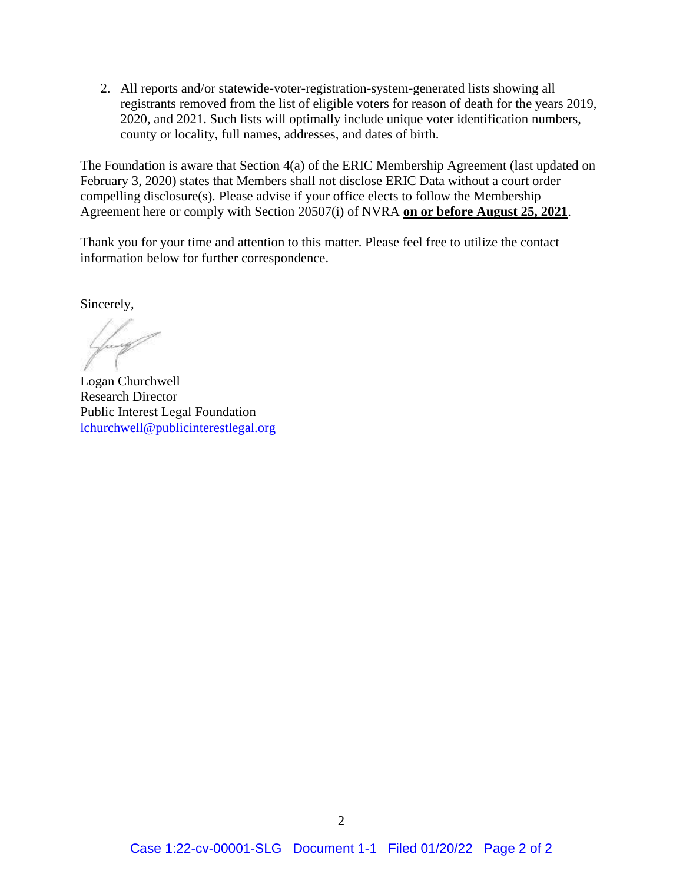2. All reports and/or statewide-voter-registration-system-generated lists showing all registrants removed from the list of eligible voters for reason of death for the years 2019, 2020, and 2021. Such lists will optimally include unique voter identification numbers, county or locality, full names, addresses, and dates of birth.

The Foundation is aware that Section 4(a) of the ERIC Membership Agreement (last updated on February 3, 2020) states that Members shall not disclose ERIC Data without a court order compelling disclosure(s). Please advise if your office elects to follow the Membership Agreement here or comply with Section 20507(i) of NVRA **on or before August 25, 2021**.

Thank you for your time and attention to this matter. Please feel free to utilize the contact information below for further correspondence.

Sincerely,

Logan Churchwell
Research Director
Public Interest Legal Foundation
lchurchwell@publicinterestlegal.org